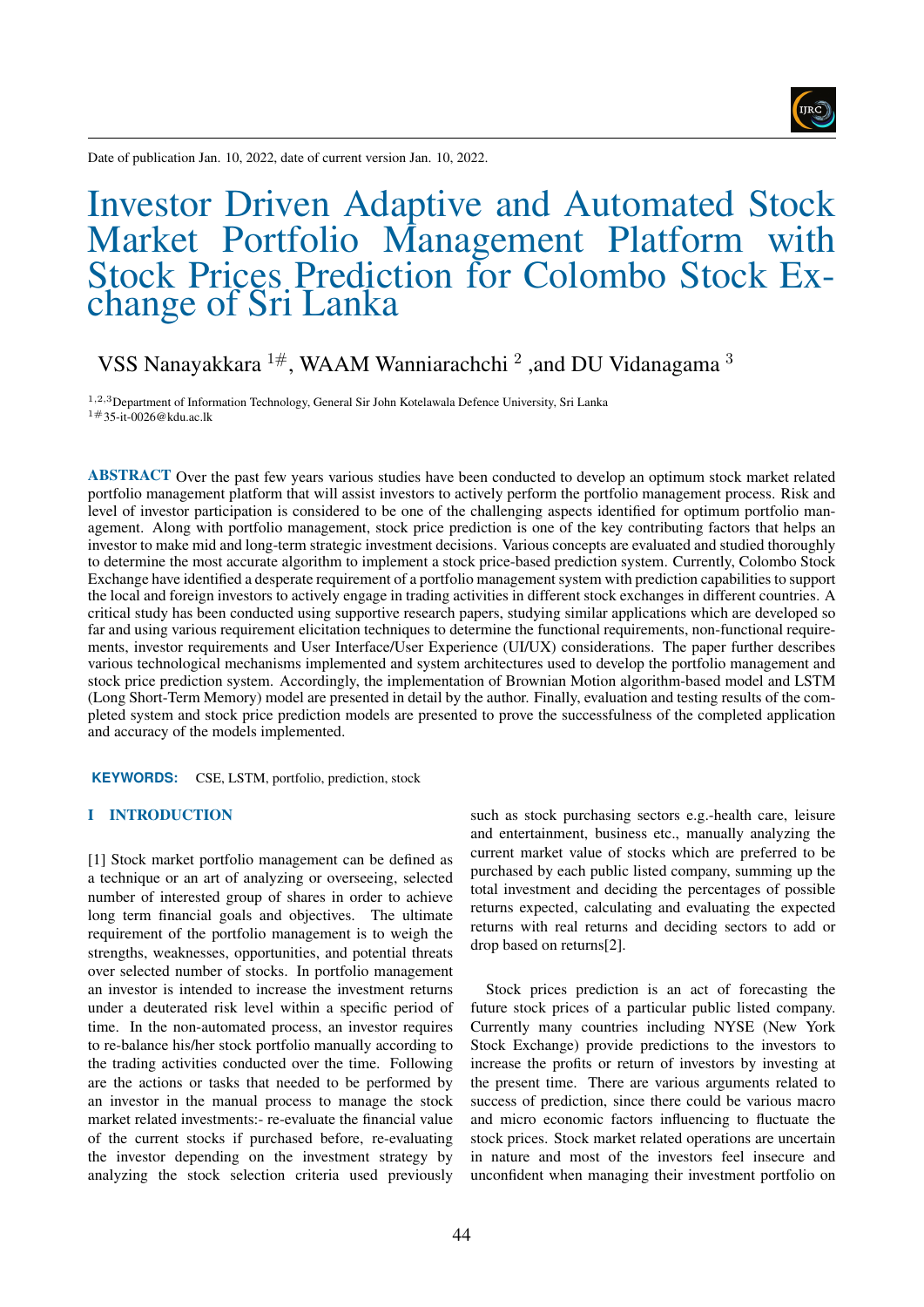Date of publication Jan. 10, 2022, date of current version Jan. 10, 2022.

# Investor Driven Adaptive and Automated Stock Market Portfolio Management Platform with Stock Prices Prediction for Colombo Stock Exchange of Sri Lanka

VSS Nanayakkara [1#], WAAM Wanniarachchi [2] ,and DU Vidanagama [3]

[1,2,3]Department of Information Technology, General Sir John Kotelawala Defence University, Sri Lanka
[1#]35-it-0026@kdu.ac.lk

**ABSTRACT** Over the past few years various studies have been conducted to develop an optimum stock market related portfolio management platform that will assist investors to actively perform the portfolio management process. Risk and level of investor participation is considered to be one of the challenging aspects identified for optimum portfolio management. Along with portfolio management, stock price prediction is one of the key contributing factors that helps an investor to make mid and long-term strategic investment decisions. Various concepts are evaluated and studied thoroughly to determine the most accurate algorithm to implement a stock price-based prediction system. Currently, Colombo Stock Exchange have identified a desperate requirement of a portfolio management system with prediction capabilities to support the local and foreign investors to actively engage in trading activities in different stock exchanges in different countries. A critical study has been conducted using supportive research papers, studying similar applications which are developed so far and using various requirement elicitation techniques to determine the functional requirements, non-functional requirements, investor requirements and User Interface/User Experience (UI/UX) considerations. The paper further describes various technological mechanisms implemented and system architectures used to develop the portfolio management and stock price prediction system. Accordingly, the implementation of Brownian Motion algorithm-based model and LSTM (Long Short-Term Memory) model are presented in detail by the author. Finally, evaluation and testing results of the completed system and stock price prediction models are presented to prove the successfulness of the completed application and accuracy of the models implemented.

**KEYWORDS:** CSE, LSTM, portfolio, prediction, stock

## I INTRODUCTION

[1] Stock market portfolio management can be defined as a technique or an art of analyzing or overseeing, selected number of interested group of shares in order to achieve long term financial goals and objectives. The ultimate requirement of the portfolio management is to weigh the strengths, weaknesses, opportunities, and potential threats over selected number of stocks. In portfolio management an investor is intended to increase the investment returns under a deuterated risk level within a specific period of time. In the non-automated process, an investor requires to re-balance his/her stock portfolio manually according to the trading activities conducted over the time. Following are the actions or tasks that needed to be performed by an investor in the manual process to manage the stock market related investments:- re-evaluate the financial value of the current stocks if purchased before, re-evaluating the investor depending on the investment strategy by analyzing the stock selection criteria used previously such as stock purchasing sectors e.g.-health care, leisure and entertainment, business etc., manually analyzing the current market value of stocks which are preferred to be purchased by each public listed company, summing up the total investment and deciding the percentages of possible returns expected, calculating and evaluating the expected returns with real returns and deciding sectors to add or drop based on returns[2].

Stock prices prediction is an act of forecasting the future stock prices of a particular public listed company. Currently many countries including NYSE (New York Stock Exchange) provide predictions to the investors to increase the profits or return of investors by investing at the present time. There are various arguments related to success of prediction, since there could be various macro and micro economic factors influencing to fluctuate the stock prices. Stock market related operations are uncertain in nature and most of the investors feel insecure and unconfident when managing their investment portfolio on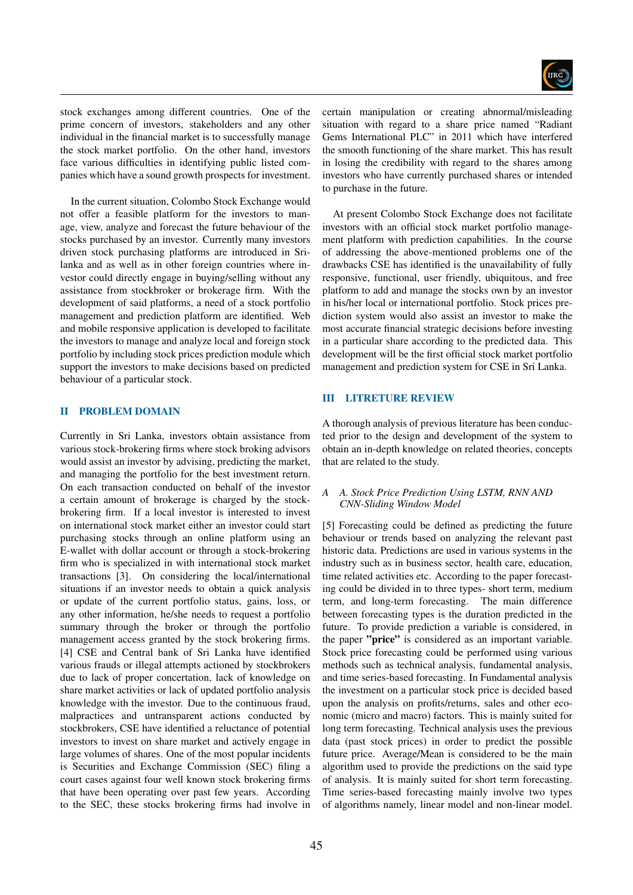stock exchanges among different countries. One of the prime concern of investors, stakeholders and any other individual in the financial market is to successfully manage the stock market portfolio. On the other hand, investors face various difficulties in identifying public listed companies which have a sound growth prospects for investment.

In the current situation, Colombo Stock Exchange would not offer a feasible platform for the investors to manage, view, analyze and forecast the future behaviour of the stocks purchased by an investor. Currently many investors driven stock purchasing platforms are introduced in Srilanka and as well as in other foreign countries where investor could directly engage in buying/selling without any assistance from stockbroker or brokerage firm. With the development of said platforms, a need of a stock portfolio management and prediction platform are identified. Web and mobile responsive application is developed to facilitate the investors to manage and analyze local and foreign stock portfolio by including stock prices prediction module which support the investors to make decisions based on predicted behaviour of a particular stock.

## II PROBLEM DOMAIN

Currently in Sri Lanka, investors obtain assistance from various stock-brokering firms where stock broking advisors would assist an investor by advising, predicting the market, and managing the portfolio for the best investment return. On each transaction conducted on behalf of the investor a certain amount of brokerage is charged by the stock-brokering firm. If a local investor is interested to invest on international stock market either an investor could start purchasing stocks through an online platform using an E-wallet with dollar account or through a stock-brokering firm who is specialized in with international stock market transactions [3]. On considering the local/international situations if an investor needs to obtain a quick analysis or update of the current portfolio status, gains, loss, or any other information, he/she needs to request a portfolio summary through the broker or through the portfolio management access granted by the stock brokering firms. [4] CSE and Central bank of Sri Lanka have identified various frauds or illegal attempts actioned by stockbrokers due to lack of proper concertation, lack of knowledge on share market activities or lack of updated portfolio analysis knowledge with the investor. Due to the continuous fraud, malpractices and untransparent actions conducted by stockbrokers, CSE have identified a reluctance of potential investors to invest on share market and actively engage in large volumes of shares. One of the most popular incidents is Securities and Exchange Commission (SEC) filing a court cases against four well known stock brokering firms that have been operating over past few years. According to the SEC, these stocks brokering firms had involve in certain manipulation or creating abnormal/misleading situation with regard to a share price named "Radiant Gems International PLC" in 2011 which have interfered the smooth functioning of the share market. This has result in losing the credibility with regard to the shares among investors who have currently purchased shares or intended to purchase in the future.

At present Colombo Stock Exchange does not facilitate investors with an official stock market portfolio management platform with prediction capabilities. In the course of addressing the above-mentioned problems one of the drawbacks CSE has identified is the unavailability of fully responsive, functional, user friendly, ubiquitous, and free platform to add and manage the stocks own by an investor in his/her local or international portfolio. Stock prices prediction system would also assist an investor to make the most accurate financial strategic decisions before investing in a particular share according to the predicted data. This development will be the first official stock market portfolio management and prediction system for CSE in Sri Lanka.

## III LITRETURE REVIEW

A thorough analysis of previous literature has been conducted prior to the design and development of the system to obtain an in-depth knowledge on related theories, concepts that are related to the study.

### A A. Stock Price Prediction Using LSTM, RNN AND CNN-Sliding Window Model

[5] Forecasting could be defined as predicting the future behaviour or trends based on analyzing the relevant past historic data. Predictions are used in various systems in the industry such as in business sector, health care, education, time related activities etc. According to the paper forecasting could be divided in to three types- short term, medium term, and long-term forecasting. The main difference between forecasting types is the duration predicted in the future. To provide prediction a variable is considered, in the paper **"price"** is considered as an important variable. Stock price forecasting could be performed using various methods such as technical analysis, fundamental analysis, and time series-based forecasting. In Fundamental analysis the investment on a particular stock price is decided based upon the analysis on profits/returns, sales and other economic (micro and macro) factors. This is mainly suited for long term forecasting. Technical analysis uses the previous data (past stock prices) in order to predict the possible future price. Average/Mean is considered to be the main algorithm used to provide the predictions on the said type of analysis. It is mainly suited for short term forecasting. Time series-based forecasting mainly involve two types of algorithms namely, linear model and non-linear model.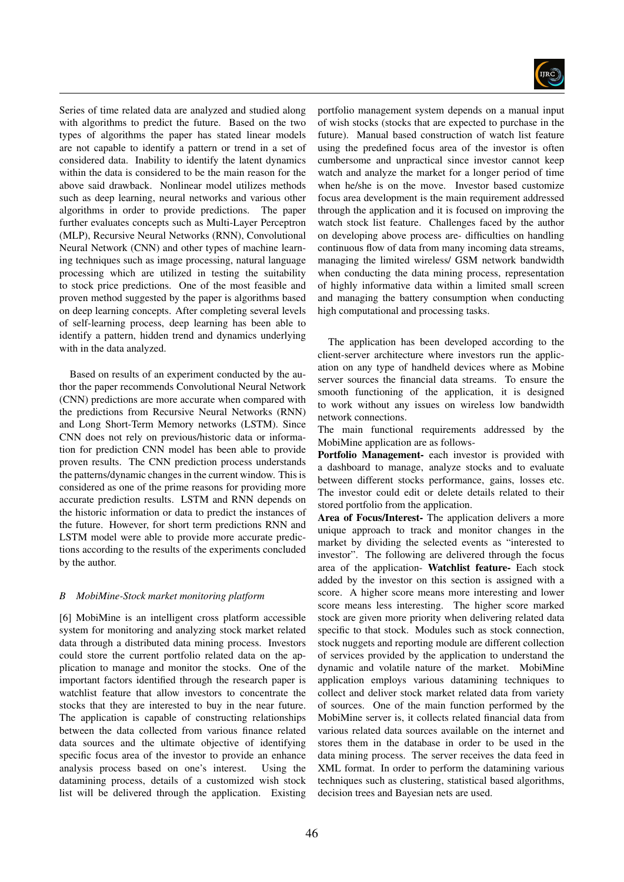Series of time related data are analyzed and studied along with algorithms to predict the future. Based on the two types of algorithms the paper has stated linear models are not capable to identify a pattern or trend in a set of considered data. Inability to identify the latent dynamics within the data is considered to be the main reason for the above said drawback. Nonlinear model utilizes methods such as deep learning, neural networks and various other algorithms in order to provide predictions. The paper further evaluates concepts such as Multi-Layer Perceptron (MLP), Recursive Neural Networks (RNN), Convolutional Neural Network (CNN) and other types of machine learning techniques such as image processing, natural language processing which are utilized in testing the suitability to stock price predictions. One of the most feasible and proven method suggested by the paper is algorithms based on deep learning concepts. After completing several levels of self-learning process, deep learning has been able to identify a pattern, hidden trend and dynamics underlying with in the data analyzed.

Based on results of an experiment conducted by the author the paper recommends Convolutional Neural Network (CNN) predictions are more accurate when compared with the predictions from Recursive Neural Networks (RNN) and Long Short-Term Memory networks (LSTM). Since CNN does not rely on previous/historic data or information for prediction CNN model has been able to provide proven results. The CNN prediction process understands the patterns/dynamic changes in the current window. This is considered as one of the prime reasons for providing more accurate prediction results. LSTM and RNN depends on the historic information or data to predict the instances of the future. However, for short term predictions RNN and LSTM model were able to provide more accurate predictions according to the results of the experiments concluded by the author.

### *B MobiMine-Stock market monitoring platform*

[6] MobiMine is an intelligent cross platform accessible system for monitoring and analyzing stock market related data through a distributed data mining process. Investors could store the current portfolio related data on the application to manage and monitor the stocks. One of the important factors identified through the research paper is watchlist feature that allow investors to concentrate the stocks that they are interested to buy in the near future. The application is capable of constructing relationships between the data collected from various finance related data sources and the ultimate objective of identifying specific focus area of the investor to provide an enhance analysis process based on one's interest. Using the datamining process, details of a customized wish stock list will be delivered through the application. Existing portfolio management system depends on a manual input of wish stocks (stocks that are expected to purchase in the future). Manual based construction of watch list feature using the predefined focus area of the investor is often cumbersome and unpractical since investor cannot keep watch and analyze the market for a longer period of time when he/she is on the move. Investor based customize focus area development is the main requirement addressed through the application and it is focused on improving the watch stock list feature. Challenges faced by the author on developing above process are- difficulties on handling continuous flow of data from many incoming data streams, managing the limited wireless/ GSM network bandwidth when conducting the data mining process, representation of highly informative data within a limited small screen and managing the battery consumption when conducting high computational and processing tasks.

The application has been developed according to the client-server architecture where investors run the application on any type of handheld devices where as Mobine server sources the financial data streams. To ensure the smooth functioning of the application, it is designed to work without any issues on wireless low bandwidth network connections.

The main functional requirements addressed by the MobiMine application are as follows-

**Portfolio Management-** each investor is provided with a dashboard to manage, analyze stocks and to evaluate between different stocks performance, gains, losses etc. The investor could edit or delete details related to their stored portfolio from the application.

**Area of Focus/Interest-** The application delivers a more unique approach to track and monitor changes in the market by dividing the selected events as "interested to investor". The following are delivered through the focus area of the application- **Watchlist feature-** Each stock added by the investor on this section is assigned with a score. A higher score means more interesting and lower score means less interesting. The higher score marked stock are given more priority when delivering related data specific to that stock. Modules such as stock connection, stock nuggets and reporting module are different collection of services provided by the application to understand the dynamic and volatile nature of the market. MobiMine application employs various datamining techniques to collect and deliver stock market related data from variety of sources. One of the main function performed by the MobiMine server is, it collects related financial data from various related data sources available on the internet and stores them in the database in order to be used in the data mining process. The server receives the data feed in XML format. In order to perform the datamining various techniques such as clustering, statistical based algorithms, decision trees and Bayesian nets are used.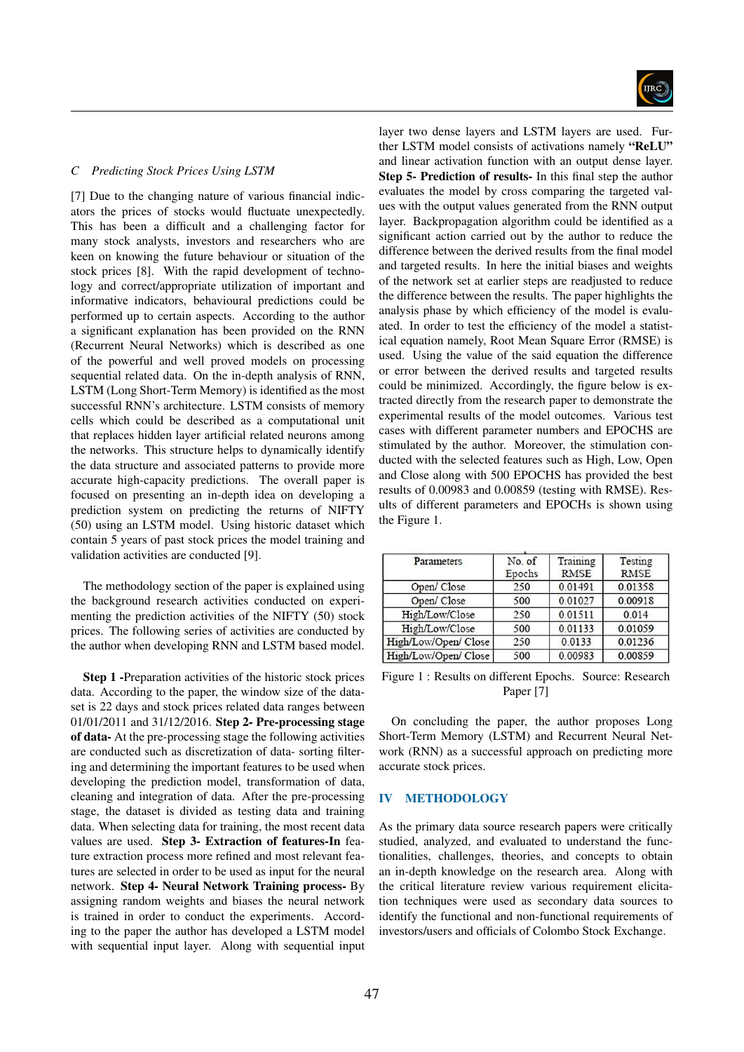### C Predicting Stock Prices Using LSTM

[7] Due to the changing nature of various financial indicators the prices of stocks would fluctuate unexpectedly. This has been a difficult and a challenging factor for many stock analysts, investors and researchers who are keen on knowing the future behaviour or situation of the stock prices [8]. With the rapid development of technology and correct/appropriate utilization of important and informative indicators, behavioural predictions could be performed up to certain aspects. According to the author a significant explanation has been provided on the RNN (Recurrent Neural Networks) which is described as one of the powerful and well proved models on processing sequential related data. On the in-depth analysis of RNN, LSTM (Long Short-Term Memory) is identified as the most successful RNN's architecture. LSTM consists of memory cells which could be described as a computational unit that replaces hidden layer artificial related neurons among the networks. This structure helps to dynamically identify the data structure and associated patterns to provide more accurate high-capacity predictions. The overall paper is focused on presenting an in-depth idea on developing a prediction system on predicting the returns of NIFTY (50) using an LSTM model. Using historic dataset which contain 5 years of past stock prices the model training and validation activities are conducted [9].

The methodology section of the paper is explained using the background research activities conducted on experimenting the prediction activities of the NIFTY (50) stock prices. The following series of activities are conducted by the author when developing RNN and LSTM based model.

**Step 1 -**Preparation activities of the historic stock prices data. According to the paper, the window size of the dataset is 22 days and stock prices related data ranges between 01/01/2011 and 31/12/2016. **Step 2- Pre-processing stage of data-** At the pre-processing stage the following activities are conducted such as discretization of data- sorting filtering and determining the important features to be used when developing the prediction model, transformation of data, cleaning and integration of data. After the pre-processing stage, the dataset is divided as testing data and training data. When selecting data for training, the most recent data values are used. **Step 3- Extraction of features-In** feature extraction process more refined and most relevant features are selected in order to be used as input for the neural network. **Step 4- Neural Network Training process-** By assigning random weights and biases the neural network is trained in order to conduct the experiments. According to the paper the author has developed a LSTM model with sequential input layer. Along with sequential input layer two dense layers and LSTM layers are used. Further LSTM model consists of activations namely **"ReLU"** and linear activation function with an output dense layer. **Step 5- Prediction of results-** In this final step the author evaluates the model by cross comparing the targeted values with the output values generated from the RNN output layer. Backpropagation algorithm could be identified as a significant action carried out by the author to reduce the difference between the derived results from the final model and targeted results. In here the initial biases and weights of the network set at earlier steps are readjusted to reduce the difference between the results. The paper highlights the analysis phase by which efficiency of the model is evaluated. In order to test the efficiency of the model a statistical equation namely, Root Mean Square Error (RMSE) is used. Using the value of the said equation the difference or error between the derived results and targeted results could be minimized. Accordingly, the figure below is extracted directly from the research paper to demonstrate the experimental results of the model outcomes. Various test cases with different parameter numbers and EPOCHS are stimulated by the author. Moreover, the stimulation conducted with the selected features such as High, Low, Open and Close along with 500 EPOCHS has provided the best results of 0.00983 and 0.00859 (testing with RMSE). Results of different parameters and EPOCHs is shown using the Figure 1.

| Parameters | No. of Epochs | Training RMSE | Testing RMSE |
|---|---|---|---|
| Open/ Close | 250 | 0.01491 | 0.01358 |
| Open/ Close | 500 | 0.01027 | 0.00918 |
| High/Low/Close | 250 | 0.01511 | 0.014 |
| High/Low/Close | 500 | 0.01133 | 0.01059 |
| High/Low/Open/ Close | 250 | 0.0133 | 0.01236 |
| High/Low/Open/ Close | 500 | 0.00983 | 0.00859 |

Figure 1 : Results on different Epochs. Source: Research Paper [7]

On concluding the paper, the author proposes Long Short-Term Memory (LSTM) and Recurrent Neural Network (RNN) as a successful approach on predicting more accurate stock prices.

## IV METHODOLOGY

As the primary data source research papers were critically studied, analyzed, and evaluated to understand the functionalities, challenges, theories, and concepts to obtain an in-depth knowledge on the research area. Along with the critical literature review various requirement elicitation techniques were used as secondary data sources to identify the functional and non-functional requirements of investors/users and officials of Colombo Stock Exchange.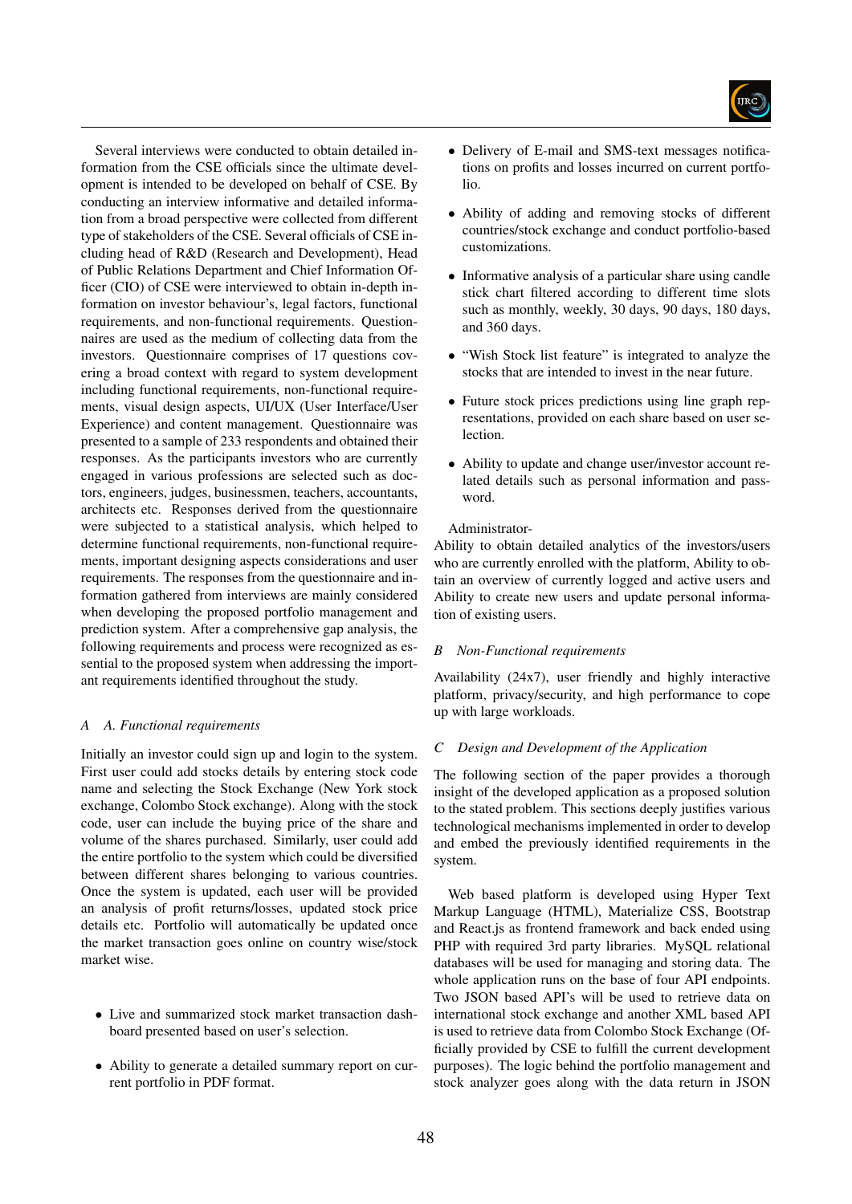Several interviews were conducted to obtain detailed information from the CSE officials since the ultimate development is intended to be developed on behalf of CSE. By conducting an interview informative and detailed information from a broad perspective were collected from different type of stakeholders of the CSE. Several officials of CSE including head of R&D (Research and Development), Head of Public Relations Department and Chief Information Officer (CIO) of CSE were interviewed to obtain in-depth information on investor behaviour's, legal factors, functional requirements, and non-functional requirements. Questionnaires are used as the medium of collecting data from the investors. Questionnaire comprises of 17 questions covering a broad context with regard to system development including functional requirements, non-functional requirements, visual design aspects, UI/UX (User Interface/User Experience) and content management. Questionnaire was presented to a sample of 233 respondents and obtained their responses. As the participants investors who are currently engaged in various professions are selected such as doctors, engineers, judges, businessmen, teachers, accountants, architects etc. Responses derived from the questionnaire were subjected to a statistical analysis, which helped to determine functional requirements, non-functional requirements, important designing aspects considerations and user requirements. The responses from the questionnaire and information gathered from interviews are mainly considered when developing the proposed portfolio management and prediction system. After a comprehensive gap analysis, the following requirements and process were recognized as essential to the proposed system when addressing the important requirements identified throughout the study.

### A A. Functional requirements

Initially an investor could sign up and login to the system. First user could add stocks details by entering stock code name and selecting the Stock Exchange (New York stock exchange, Colombo Stock exchange). Along with the stock code, user can include the buying price of the share and volume of the shares purchased. Similarly, user could add the entire portfolio to the system which could be diversified between different shares belonging to various countries. Once the system is updated, each user will be provided an analysis of profit returns/losses, updated stock price details etc. Portfolio will automatically be updated once the market transaction goes online on country wise/stock market wise.

- Live and summarized stock market transaction dashboard presented based on user's selection.
- Ability to generate a detailed summary report on current portfolio in PDF format.
- Delivery of E-mail and SMS-text messages notifications on profits and losses incurred on current portfolio.
- Ability of adding and removing stocks of different countries/stock exchange and conduct portfolio-based customizations.
- Informative analysis of a particular share using candle stick chart filtered according to different time slots such as monthly, weekly, 30 days, 90 days, 180 days, and 360 days.
- "Wish Stock list feature" is integrated to analyze the stocks that are intended to invest in the near future.
- Future stock prices predictions using line graph representations, provided on each share based on user selection.
- Ability to update and change user/investor account related details such as personal information and password.

Administrator-
Ability to obtain detailed analytics of the investors/users who are currently enrolled with the platform, Ability to obtain an overview of currently logged and active users and Ability to create new users and update personal information of existing users.

### B Non-Functional requirements

Availability (24x7), user friendly and highly interactive platform, privacy/security, and high performance to cope up with large workloads.

### C Design and Development of the Application

The following section of the paper provides a thorough insight of the developed application as a proposed solution to the stated problem. This sections deeply justifies various technological mechanisms implemented in order to develop and embed the previously identified requirements in the system.

Web based platform is developed using Hyper Text Markup Language (HTML), Materialize CSS, Bootstrap and React.js as frontend framework and back ended using PHP with required 3rd party libraries. MySQL relational databases will be used for managing and storing data. The whole application runs on the base of four API endpoints. Two JSON based API's will be used to retrieve data on international stock exchange and another XML based API is used to retrieve data from Colombo Stock Exchange (Officially provided by CSE to fulfill the current development purposes). The logic behind the portfolio management and stock analyzer goes along with the data return in JSON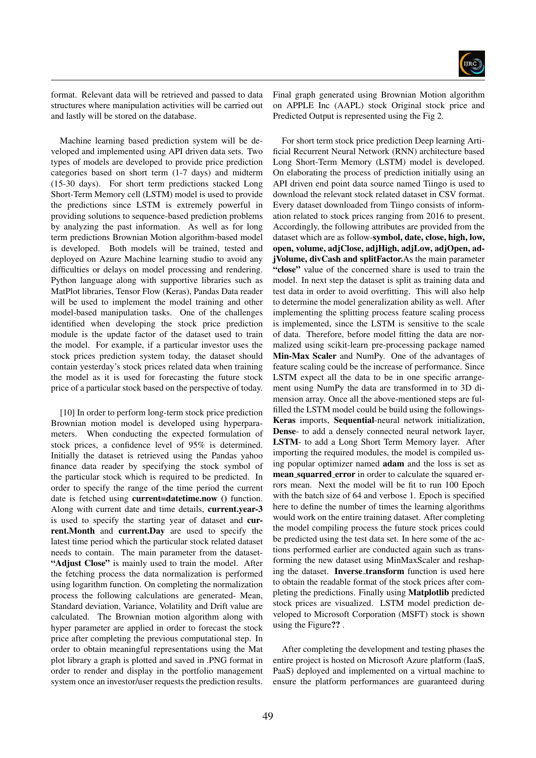format. Relevant data will be retrieved and passed to data structures where manipulation activities will be carried out and lastly will be stored on the database.

Machine learning based prediction system will be developed and implemented using API driven data sets. Two types of models are developed to provide price prediction categories based on short term (1-7 days) and midterm (15-30 days). For short term predictions stacked Long Short-Term Memory cell (LSTM) model is used to provide the predictions since LSTM is extremely powerful in providing solutions to sequence-based prediction problems by analyzing the past information. As well as for long term predictions Brownian Motion algorithm-based model is developed. Both models will be trained, tested and deployed on Azure Machine learning studio to avoid any difficulties or delays on model processing and rendering. Python language along with supportive libraries such as MatPlot libraries, Tensor Flow (Keras), Pandas Data reader will be used to implement the model training and other model-based manipulation tasks. One of the challenges identified when developing the stock price prediction module is the update factor of the dataset used to train the model. For example, if a particular investor uses the stock prices prediction system today, the dataset should contain yesterday's stock prices related data when training the model as it is used for forecasting the future stock price of a particular stock based on the perspective of today.

[10] In order to perform long-term stock price prediction Brownian motion model is developed using hyperparameters. When conducting the expected formulation of stock prices, a confidence level of 95% is determined. Initially the dataset is retrieved using the Pandas yahoo finance data reader by specifying the stock symbol of the particular stock which is required to be predicted. In order to specify the range of the time period the current date is fetched using **current=datetime.now ()** function. Along with current date and time details, **current.year-3** is used to specify the starting year of dataset and **current.Month** and **current.Day** are used to specify the latest time period which the particular stock related dataset needs to contain. The main parameter from the dataset- **"Adjust Close"** is mainly used to train the model. After the fetching process the data normalization is performed using logarithm function. On completing the normalization process the following calculations are generated- Mean, Standard deviation, Variance, Volatility and Drift value are calculated. The Brownian motion algorithm along with hyper parameter are applied in order to forecast the stock price after completing the previous computational step. In order to obtain meaningful representations using the Mat plot library a graph is plotted and saved in .PNG format in order to render and display in the portfolio management system once an investor/user requests the prediction results. Final graph generated using Brownian Motion algorithm on APPLE Inc (AAPL) stock Original stock price and Predicted Output is represented using the Fig 2.

For short term stock price prediction Deep learning Artificial Recurrent Neural Network (RNN) architecture based Long Short-Term Memory (LSTM) model is developed. On elaborating the process of prediction initially using an API driven end point data source named Tiingo is used to download the relevant stock related dataset in CSV format. Every dataset downloaded from Tiingo consists of information related to stock prices ranging from 2016 to present. Accordingly, the following attributes are provided from the dataset which are as follow-**symbol, date, close, high, low, open, volume, adjClose, adjHigh, adjLow, adjOpen, adjVolume, divCash and splitFactor.** As the main parameter **"close"** value of the concerned share is used to train the model. In next step the dataset is split as training data and test data in order to avoid overfitting. This will also help to determine the model generalization ability as well. After implementing the splitting process feature scaling process is implemented, since the LSTM is sensitive to the scale of data. Therefore, before model fitting the data are normalized using scikit-learn pre-processing package named **Min-Max Scaler** and NumPy. One of the advantages of feature scaling could be the increase of performance. Since LSTM expect all the data to be in one specific arrangement using NumPy the data are transformed in to 3D dimension array. Once all the above-mentioned steps are fulfilled the LSTM model could be build using the followings- **Keras** imports, **Sequential**-neural network initialization, **Dense**- to add a densely connected neural network layer, **LSTM**- to add a Long Short Term Memory layer. After importing the required modules, the model is compiled using popular optimizer named **adam** and the loss is set as **mean_squared_error** in order to calculate the squared errors mean. Next the model will be fit to run 100 Epoch with the batch size of 64 and verbose 1. Epoch is specified here to define the number of times the learning algorithms would work on the entire training dataset. After completing the model compiling process the future stock prices could be predicted using the test data set. In here some of the actions performed earlier are conducted again such as transforming the new dataset using MinMaxScaler and reshaping the dataset. **Inverse_transform** function is used here to obtain the readable format of the stock prices after completing the predictions. Finally using **Matplotlib** predicted stock prices are visualized. LSTM model prediction developed to Microsoft Corporation (MSFT) stock is shown using the Figure**??** .

After completing the development and testing phases the entire project is hosted on Microsoft Azure platform (IaaS, PaaS) deployed and implemented on a virtual machine to ensure the platform performances are guaranteed during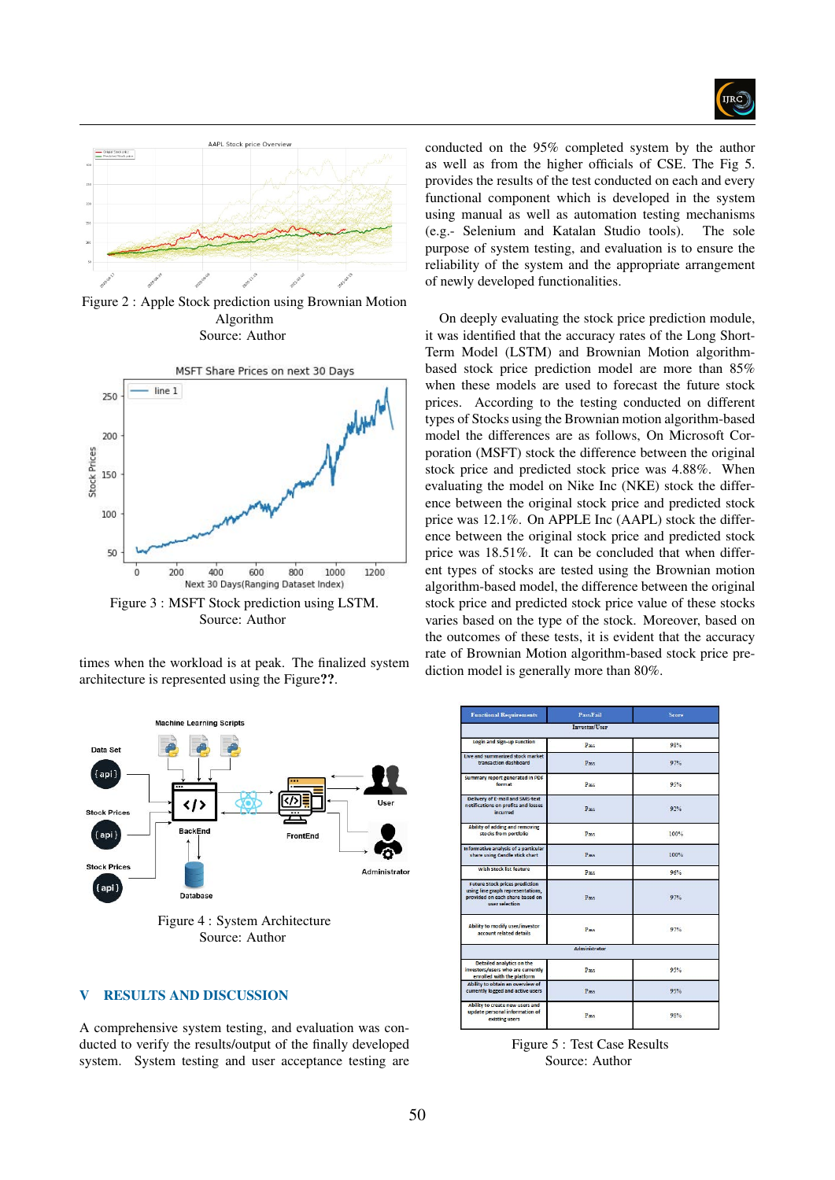Figure 2 : Apple Stock prediction using Brownian Motion Algorithm
Source: Author

Figure 3 : MSFT Stock prediction using LSTM.
Source: Author

times when the workload is at peak. The finalized system architecture is represented using the Figure??.

Figure 4 : System Architecture
Source: Author

## V RESULTS AND DISCUSSION

A comprehensive system testing, and evaluation was conducted to verify the results/output of the finally developed system. System testing and user acceptance testing are conducted on the 95% completed system by the author as well as from the higher officials of CSE. The Fig 5. provides the results of the test conducted on each and every functional component which is developed in the system using manual as well as automation testing mechanisms (e.g.- Selenium and Katalan Studio tools). The sole purpose of system testing, and evaluation is to ensure the reliability of the system and the appropriate arrangement of newly developed functionalities.

On deeply evaluating the stock price prediction module, it was identified that the accuracy rates of the Long Short-Term Model (LSTM) and Brownian Motion algorithm-based stock price prediction model are more than 85% when these models are used to forecast the future stock prices. According to the testing conducted on different types of Stocks using the Brownian motion algorithm-based model the differences are as follows, On Microsoft Corporation (MSFT) stock the difference between the original stock price and predicted stock price was 4.88%. When evaluating the model on Nike Inc (NKE) stock the difference between the original stock price and predicted stock price was 12.1%. On APPLE Inc (AAPL) stock the difference between the original stock price and predicted stock price was 18.51%. It can be concluded that when different types of stocks are tested using the Brownian motion algorithm-based model, the difference between the original stock price and predicted stock price value of these stocks varies based on the type of the stock. Moreover, based on the outcomes of these tests, it is evident that the accuracy rate of Brownian Motion algorithm-based stock price prediction model is generally more than 80%.

| Functional Requirements | Pass/Fail | Score |
|---|---|---|
| Investor/User | | |
| Login and Sign-up Function | Pass | 98% |
| Live and summarized stock market transaction dashboard | Pass | 97% |
| Summary report generated in PDF format | Pass | 95% |
| Delivery of E-mail and SMS-text notifications on profits and losses incurred | Pass | 92% |
| Ability of adding and removing stocks from portfolio | Pass | 100% |
| Informative analysis of a particular share using Candle stick chart | Pass | 100% |
| Wish stock list feature | Pass | 96% |
| Future stock prices prediction using line graph representations, provided on each share based on user selection | Pass | 97% |
| Ability to modify user/investor account related details | Pass | 97% |
| Administrator | | |
| Detailed analytics on the investors/users who are currently enrolled with the platform | Pass | 95% |
| Ability to obtain an overview of currently logged and active users | Pass | 95% |
| Ability to create new users and update personal information of existing users | Pass | 98% |

Figure 5 : Test Case Results
Source: Author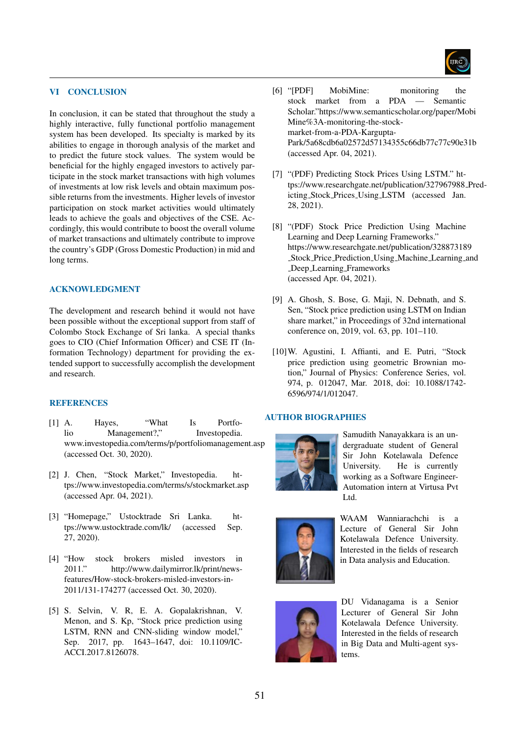## VI CONCLUSION

In conclusion, it can be stated that throughout the study a highly interactive, fully functional portfolio management system has been developed. Its specialty is marked by its abilities to engage in thorough analysis of the market and to predict the future stock values. The system would be beneficial for the highly engaged investors to actively participate in the stock market transactions with high volumes of investments at low risk levels and obtain maximum possible returns from the investments. Higher levels of investor participation on stock market activities would ultimately leads to achieve the goals and objectives of the CSE. Accordingly, this would contribute to boost the overall volume of market transactions and ultimately contribute to improve the country's GDP (Gross Domestic Production) in mid and long terms.

## ACKNOWLEDGMENT

The development and research behind it would not have been possible without the exceptional support from staff of Colombo Stock Exchange of Sri lanka. A special thanks goes to CIO (Chief Information Officer) and CSE IT (Information Technology) department for providing the extended support to successfully accomplish the development and research.

## REFERENCES

[1] A. Hayes, "What Is Portfolio Management?," Investopedia. www.investopedia.com/terms/p/portfoliomanagement.asp (accessed Oct. 30, 2020).

[2] J. Chen, "Stock Market," Investopedia. https://www.investopedia.com/terms/s/stockmarket.asp (accessed Apr. 04, 2021).

[3] "Homepage," Ustocktrade Sri Lanka. https://www.ustocktrade.com/lk/ (accessed Sep. 27, 2020).

[4] "How stock brokers misled investors in 2011." http://www.dailymirror.lk/print/news-features/How-stock-brokers-misled-investors-in-2011/131-174277 (accessed Oct. 30, 2020).

[5] S. Selvin, V. R, E. A. Gopalakrishnan, V. Menon, and S. Kp, "Stock price prediction using LSTM, RNN and CNN-sliding window model," Sep. 2017, pp. 1643–1647, doi: 10.1109/ICACCI.2017.8126078.

[6] "[PDF] MobiMine: monitoring the stock market from a PDA — Semantic Scholar."https://www.semanticscholar.org/paper/MobiMine%3A-monitoring-the-stock-market-from-a-PDA-Kargupta-Park/5a68cdb6a02572d57134355c66db77c77c90e31b (accessed Apr. 04, 2021).

[7] "(PDF) Predicting Stock Prices Using LSTM." https://www.researchgate.net/publication/327967988_Predicting_Stock_Prices_Using_LSTM (accessed Jan. 28, 2021).

[8] "(PDF) Stock Price Prediction Using Machine Learning and Deep Learning Frameworks." https://www.researchgate.net/publication/328873189_Stock_Price_Prediction_Using_Machine_Learning_and_Deep_Learning_Frameworks (accessed Apr. 04, 2021).

[9] A. Ghosh, S. Bose, G. Maji, N. Debnath, and S. Sen, "Stock price prediction using LSTM on Indian share market," in Proceedings of 32nd international conference on, 2019, vol. 63, pp. 101–110.

[10] W. Agustini, I. Affianti, and E. Putri, "Stock price prediction using geometric Brownian motion," Journal of Physics: Conference Series, vol. 974, p. 012047, Mar. 2018, doi: 10.1088/1742-6596/974/1/012047.

## AUTHOR BIOGRAPHIES

Samudith Nanayakkara is an undergraduate student of General Sir John Kotelawala Defence University. He is currently working as a Software Engineer-Automation intern at Virtusa Pvt Ltd.

WAAM Wanniarachchi is a Lecture of General Sir John Kotelawala Defence University. Interested in the fields of research in Data analysis and Education.

DU Vidanagama is a Senior Lecturer of General Sir John Kotelawala Defence University. Interested in the fields of research in Big Data and Multi-agent systems.